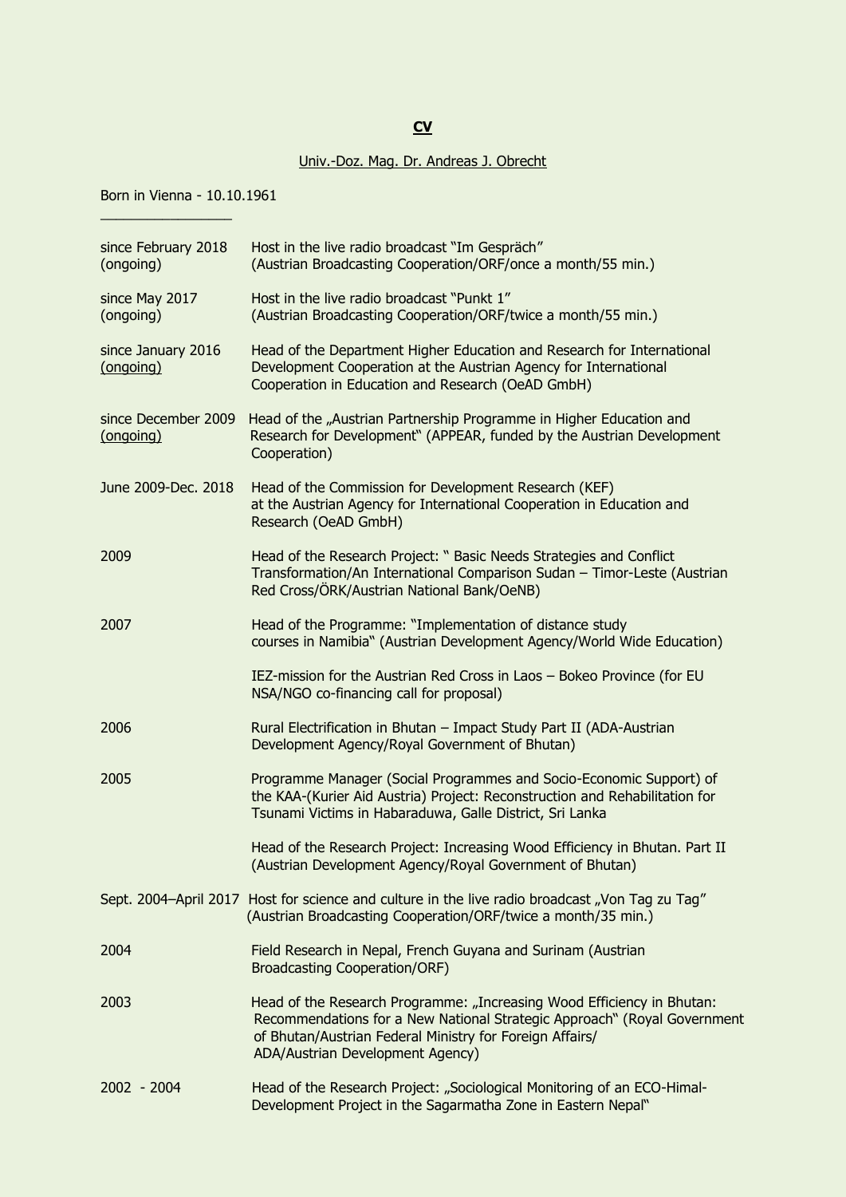# CV

Univ.-Doz. Mag. Dr. Andreas J. Obrecht

Born in Vienna - 10.10.1961

---

| | |
|---|---|
| since February 2018 (ongoing) | Host in the live radio broadcast "Im Gespräch" (Austrian Broadcasting Cooperation/ORF/once a month/55 min.) |
| since May 2017 (ongoing) | Host in the live radio broadcast "Punkt 1" (Austrian Broadcasting Cooperation/ORF/twice a month/55 min.) |
| since January 2016 (ongoing) | Head of the Department Higher Education and Research for International Development Cooperation at the Austrian Agency for International Cooperation in Education and Research (OeAD GmbH) |
| since December 2009 (ongoing) | Head of the „Austrian Partnership Programme in Higher Education and Research for Development" (APPEAR, funded by the Austrian Development Cooperation) |
| June 2009-Dec. 2018 | Head of the Commission for Development Research (KEF) at the Austrian Agency for International Cooperation in Education and Research (OeAD GmbH) |
| 2009 | Head of the Research Project: " Basic Needs Strategies and Conflict Transformation/An International Comparison Sudan – Timor-Leste (Austrian Red Cross/ÖRK/Austrian National Bank/OeNB) |
| 2007 | Head of the Programme: "Implementation of distance study courses in Namibia" (Austrian Development Agency/World Wide Education) |
| | IEZ-mission for the Austrian Red Cross in Laos – Bokeo Province (for EU NSA/NGO co-financing call for proposal) |
| 2006 | Rural Electrification in Bhutan – Impact Study Part II (ADA-Austrian Development Agency/Royal Government of Bhutan) |
| 2005 | Programme Manager (Social Programmes and Socio-Economic Support) of the KAA-(Kurier Aid Austria) Project: Reconstruction and Rehabilitation for Tsunami Victims in Habaraduwa, Galle District, Sri Lanka |
| | Head of the Research Project: Increasing Wood Efficiency in Bhutan. Part II (Austrian Development Agency/Royal Government of Bhutan) |
| Sept. 2004–April 2017 | Host for science and culture in the live radio broadcast „Von Tag zu Tag" (Austrian Broadcasting Cooperation/ORF/twice a month/35 min.) |
| 2004 | Field Research in Nepal, French Guyana and Surinam (Austrian Broadcasting Cooperation/ORF) |
| 2003 | Head of the Research Programme: „Increasing Wood Efficiency in Bhutan: Recommendations for a New National Strategic Approach" (Royal Government of Bhutan/Austrian Federal Ministry for Foreign Affairs/ ADA/Austrian Development Agency) |
| 2002 - 2004 | Head of the Research Project: „Sociological Monitoring of an ECO-Himal-Development Project in the Sagarmatha Zone in Eastern Nepal" |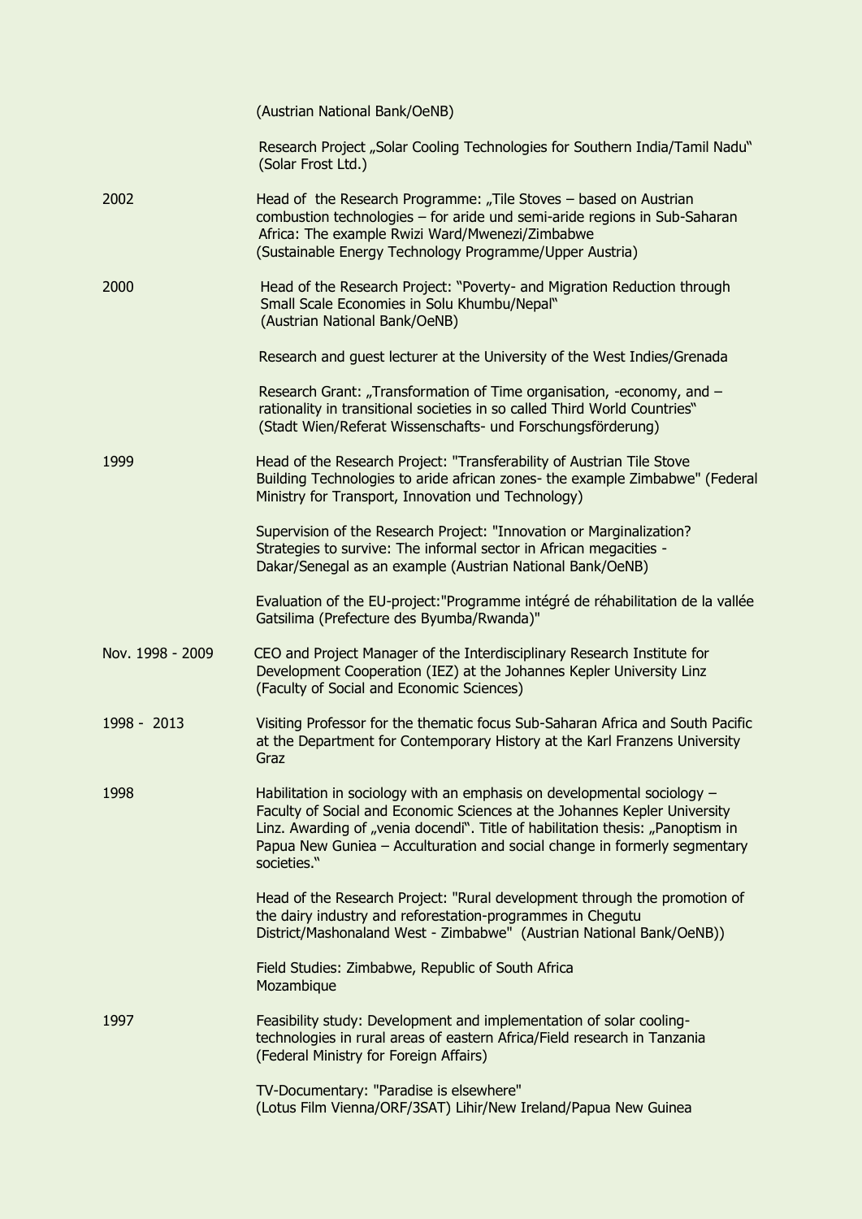| | |
|---|---|
| | (Austrian National Bank/OeNB) |
| | Research Project „Solar Cooling Technologies for Southern India/Tamil Nadu" (Solar Frost Ltd.) |
| 2002 | Head of the Research Programme: „Tile Stoves – based on Austrian combustion technologies – for aride und semi-aride regions in Sub-Saharan Africa: The example Rwizi Ward/Mwenezi/Zimbabwe (Sustainable Energy Technology Programme/Upper Austria) |
| 2000 | Head of the Research Project: "Poverty- and Migration Reduction through Small Scale Economies in Solu Khumbu/Nepal" (Austrian National Bank/OeNB) |
| | Research and guest lecturer at the University of the West Indies/Grenada |
| | Research Grant: „Transformation of Time organisation, -economy, and –rationality in transitional societies in so called Third World Countries" (Stadt Wien/Referat Wissenschafts- und Forschungsförderung) |
| 1999 | Head of the Research Project: "Transferability of Austrian Tile Stove Building Technologies to aride african zones- the example Zimbabwe" (Federal Ministry for Transport, Innovation und Technology) |
| | Supervision of the Research Project: "Innovation or Marginalization? Strategies to survive: The informal sector in African megacities - Dakar/Senegal as an example (Austrian National Bank/OeNB) |
| | Evaluation of the EU-project:"Programme intégré de réhabilitation de la vallée Gatsilima (Prefecture des Byumba/Rwanda)" |
| Nov. 1998 - 2009 | CEO and Project Manager of the Interdisciplinary Research Institute for Development Cooperation (IEZ) at the Johannes Kepler University Linz (Faculty of Social and Economic Sciences) |
| 1998 - 2013 | Visiting Professor for the thematic focus Sub-Saharan Africa and South Pacific at the Department for Contemporary History at the Karl Franzens University Graz |
| 1998 | Habilitation in sociology with an emphasis on developmental sociology – Faculty of Social and Economic Sciences at the Johannes Kepler University Linz. Awarding of „venia docendi". Title of habilitation thesis: „Panoptism in Papua New Guniea – Acculturation and social change in formerly segmentary societies." |
| | Head of the Research Project: "Rural development through the promotion of the dairy industry and reforestation-programmes in Chegutu District/Mashonaland West - Zimbabwe" (Austrian National Bank/OeNB)) |
| | Field Studies: Zimbabwe, Republic of South Africa Mozambique |
| 1997 | Feasibility study: Development and implementation of solar cooling-technologies in rural areas of eastern Africa/Field research in Tanzania (Federal Ministry for Foreign Affairs) |
| | TV-Documentary: "Paradise is elsewhere" (Lotus Film Vienna/ORF/3SAT) Lihir/New Ireland/Papua New Guinea |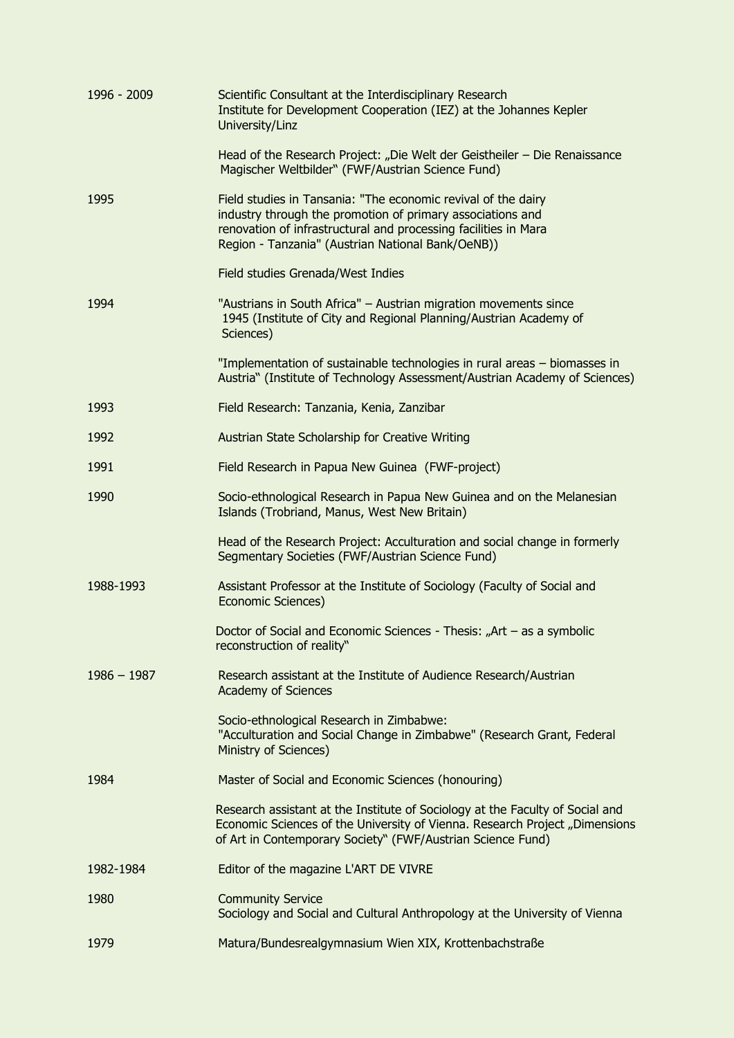| | |
|---|---|
| 1996 - 2009 | Scientific Consultant at the Interdisciplinary Research Institute for Development Cooperation (IEZ) at the Johannes Kepler University/Linz |
| | Head of the Research Project: „Die Welt der Geistheiler – Die Renaissance Magischer Weltbilder“ (FWF/Austrian Science Fund) |
| 1995 | Field studies in Tansania: "The economic revival of the dairy industry through the promotion of primary associations and renovation of infrastructural and processing facilities in Mara Region - Tanzania" (Austrian National Bank/OeNB)) |
| | Field studies Grenada/West Indies |
| 1994 | "Austrians in South Africa" – Austrian migration movements since 1945 (Institute of City and Regional Planning/Austrian Academy of Sciences) |
| | "Implementation of sustainable technologies in rural areas – biomasses in Austria“ (Institute of Technology Assessment/Austrian Academy of Sciences) |
| 1993 | Field Research: Tanzania, Kenia, Zanzibar |
| 1992 | Austrian State Scholarship for Creative Writing |
| 1991 | Field Research in Papua New Guinea (FWF-project) |
| 1990 | Socio-ethnological Research in Papua New Guinea and on the Melanesian Islands (Trobriand, Manus, West New Britain) |
| | Head of the Research Project: Acculturation and social change in formerly Segmentary Societies (FWF/Austrian Science Fund) |
| 1988-1993 | Assistant Professor at the Institute of Sociology (Faculty of Social and Economic Sciences) |
| | Doctor of Social and Economic Sciences - Thesis: „Art – as a symbolic reconstruction of reality“ |
| 1986 – 1987 | Research assistant at the Institute of Audience Research/Austrian Academy of Sciences |
| | Socio-ethnological Research in Zimbabwe: "Acculturation and Social Change in Zimbabwe" (Research Grant, Federal Ministry of Sciences) |
| 1984 | Master of Social and Economic Sciences (honouring) |
| | Research assistant at the Institute of Sociology at the Faculty of Social and Economic Sciences of the University of Vienna. Research Project „Dimensions of Art in Contemporary Society“ (FWF/Austrian Science Fund) |
| 1982-1984 | Editor of the magazine L'ART DE VIVRE |
| 1980 | Community Service<br>Sociology and Social and Cultural Anthropology at the University of Vienna |
| 1979 | Matura/Bundesrealgymnasium Wien XIX, Krottenbachstraße |